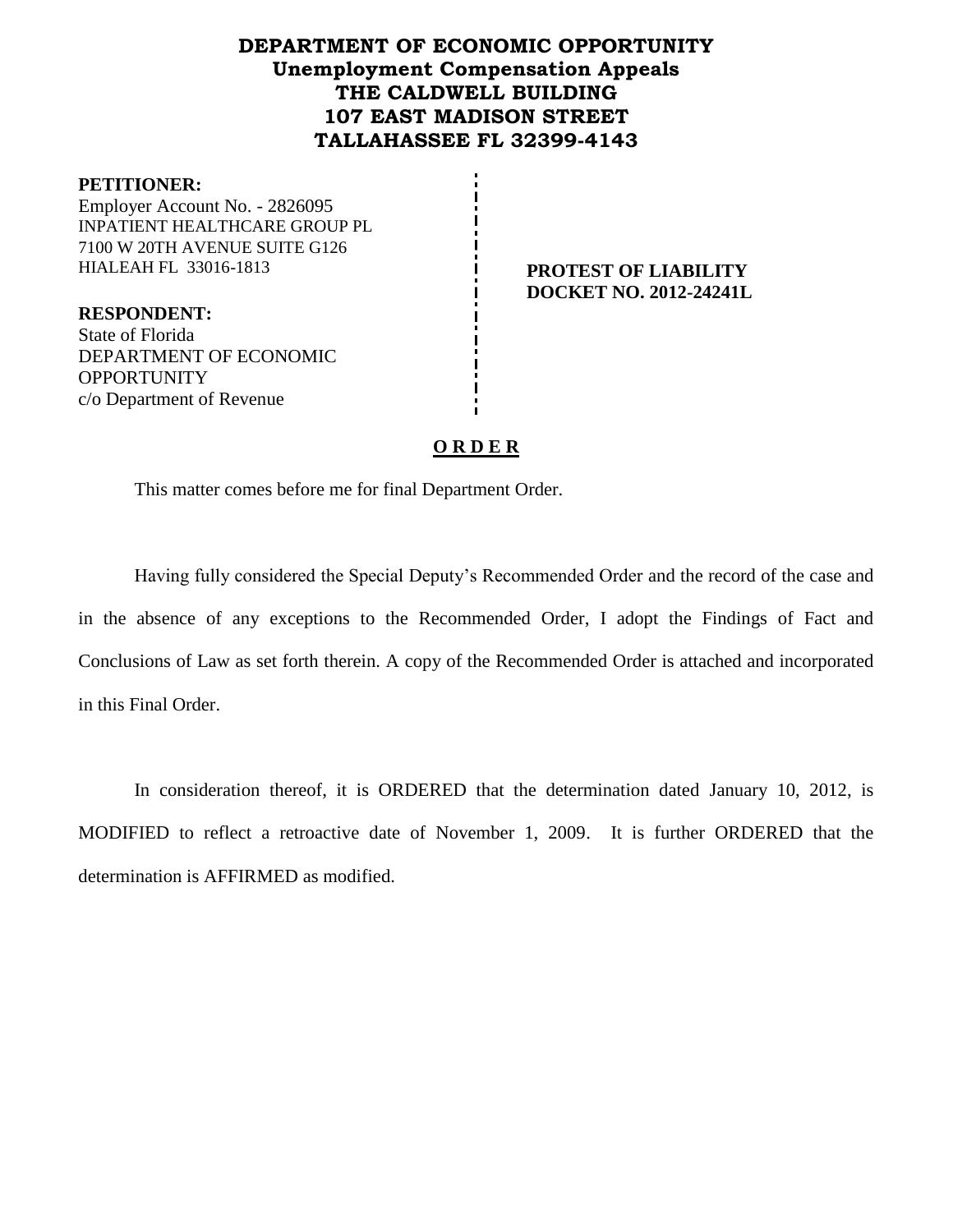# DEPARTMENT OF ECONOMIC OPPORTUNITY
## Unemployment Compensation Appeals
## THE CALDWELL BUILDING
## 107 EAST MADISON STREET
## TALLAHASSEE FL 32399-4143

**PETITIONER:**
Employer Account No. - 2826095
INPATIENT HEALTHCARE GROUP PL
7100 W 20TH AVENUE SUITE G126
HIALEAH FL 33016-1813

**PROTEST OF LIABILITY**
**DOCKET NO. 2012-24241L**

**RESPONDENT:**
State of Florida
DEPARTMENT OF ECONOMIC OPPORTUNITY
c/o Department of Revenue

## O R D E R

This matter comes before me for final Department Order.

Having fully considered the Special Deputy's Recommended Order and the record of the case and in the absence of any exceptions to the Recommended Order, I adopt the Findings of Fact and Conclusions of Law as set forth therein. A copy of the Recommended Order is attached and incorporated in this Final Order.

In consideration thereof, it is ORDERED that the determination dated January 10, 2012, is MODIFIED to reflect a retroactive date of November 1, 2009. It is further ORDERED that the determination is AFFIRMED as modified.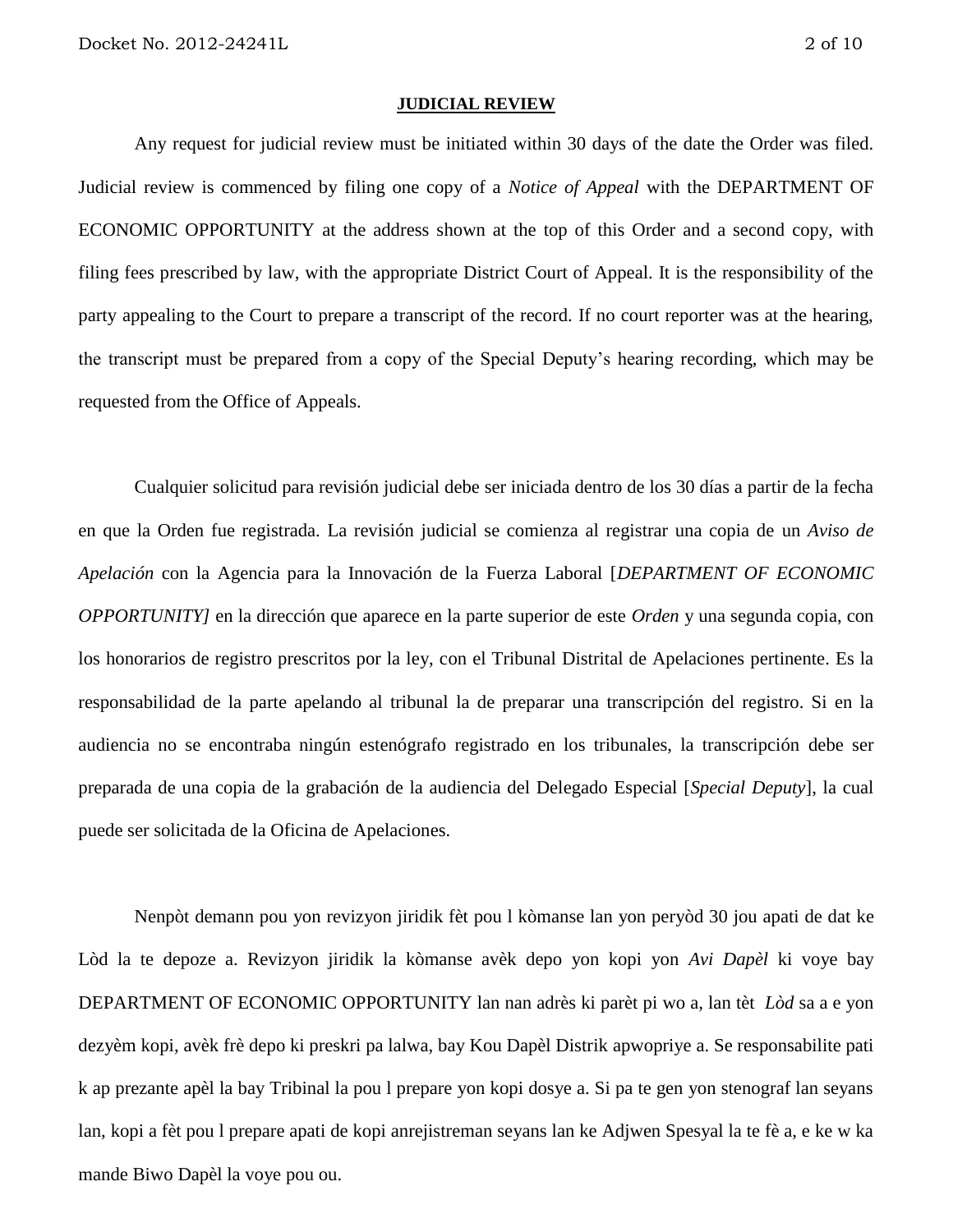**JUDICIAL REVIEW**

Any request for judicial review must be initiated within 30 days of the date the Order was filed. Judicial review is commenced by filing one copy of a *Notice of Appeal* with the DEPARTMENT OF ECONOMIC OPPORTUNITY at the address shown at the top of this Order and a second copy, with filing fees prescribed by law, with the appropriate District Court of Appeal. It is the responsibility of the party appealing to the Court to prepare a transcript of the record. If no court reporter was at the hearing, the transcript must be prepared from a copy of the Special Deputy's hearing recording, which may be requested from the Office of Appeals.

Cualquier solicitud para revisión judicial debe ser iniciada dentro de los 30 días a partir de la fecha en que la Orden fue registrada. La revisión judicial se comienza al registrar una copia de un *Aviso de Apelación* con la Agencia para la Innovación de la Fuerza Laboral [*DEPARTMENT OF ECONOMIC OPPORTUNITY]* en la dirección que aparece en la parte superior de este *Orden* y una segunda copia, con los honorarios de registro prescritos por la ley, con el Tribunal Distrital de Apelaciones pertinente. Es la responsabilidad de la parte apelando al tribunal la de preparar una transcripción del registro. Si en la audiencia no se encontraba ningún estenógrafo registrado en los tribunales, la transcripción debe ser preparada de una copia de la grabación de la audiencia del Delegado Especial [*Special Deputy*], la cual puede ser solicitada de la Oficina de Apelaciones.

Nenpòt demann pou yon revizyon jiridik fèt pou l kòmanse lan yon peryòd 30 jou apati de dat ke Lòd la te depoze a. Revizyon jiridik la kòmanse avèk depo yon kopi yon *Avi Dapèl* ki voye bay DEPARTMENT OF ECONOMIC OPPORTUNITY lan nan adrès ki parèt pi wo a, lan tèt *Lòd* sa a e yon dezyèm kopi, avèk frè depo ki preskri pa lalwa, bay Kou Dapèl Distrik apwopriye a. Se responsabilite pati k ap prezante apèl la bay Tribinal la pou l prepare yon kopi dosye a. Si pa te gen yon stenograf lan seyans lan, kopi a fèt pou l prepare apati de kopi anrejistreman seyans lan ke Adjwen Spesyal la te fè a, e ke w ka mande Biwo Dapèl la voye pou ou.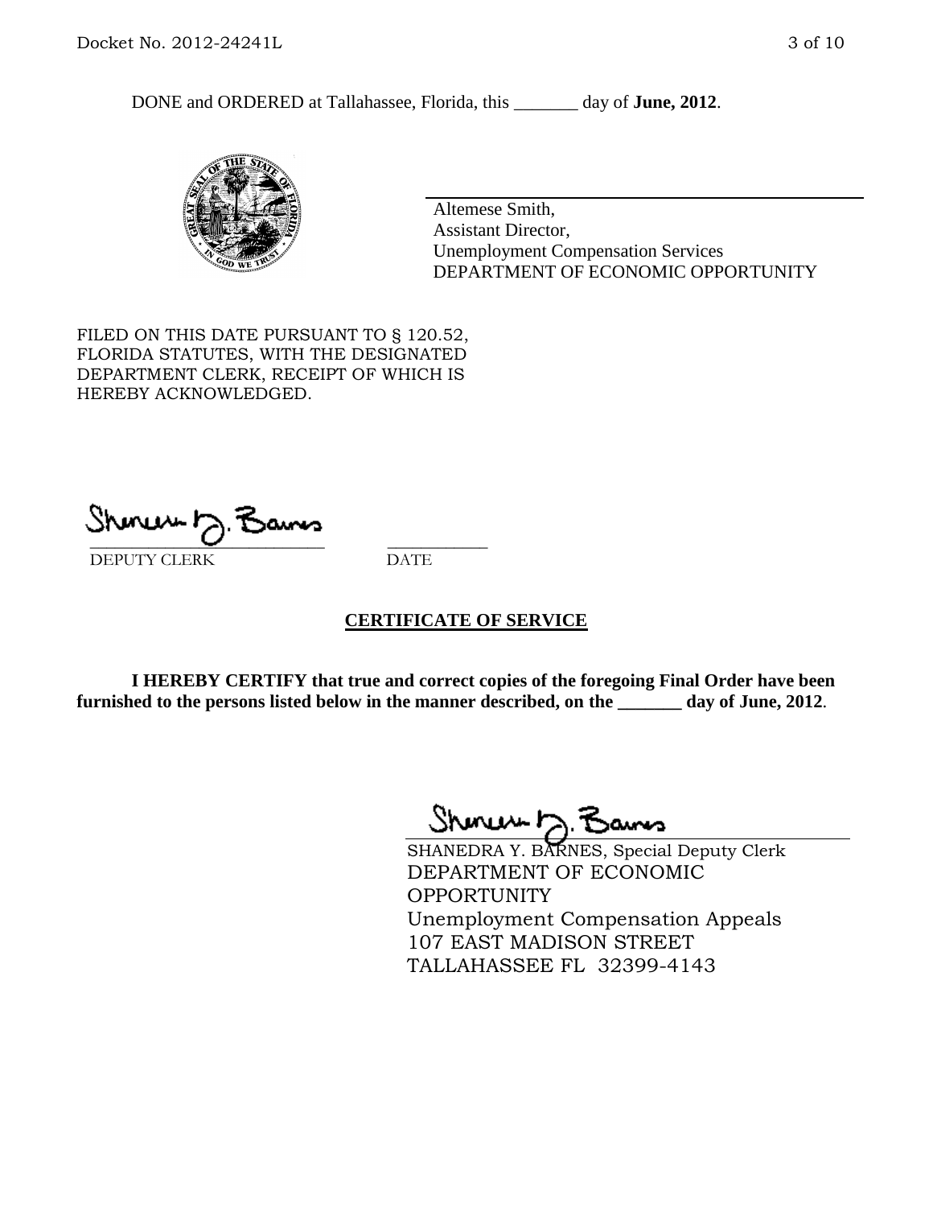DONE and ORDERED at Tallahassee, Florida, this _______ day of **June, 2012**.

Altemese Smith,
Assistant Director,
Unemployment Compensation Services
DEPARTMENT OF ECONOMIC OPPORTUNITY

FILED ON THIS DATE PURSUANT TO § 120.52, FLORIDA STATUTES, WITH THE DESIGNATED DEPARTMENT CLERK, RECEIPT OF WHICH IS HEREBY ACKNOWLEDGED.

___________________________ ___________
DEPUTY CLERK DATE

## CERTIFICATE OF SERVICE

**I HEREBY CERTIFY that true and correct copies of the foregoing Final Order have been furnished to the persons listed below in the manner described, on the _______ day of June, 2012**.

SHANEDRA Y. BARNES, Special Deputy Clerk
DEPARTMENT OF ECONOMIC OPPORTUNITY
Unemployment Compensation Appeals
107 EAST MADISON STREET
TALLAHASSEE FL 32399-4143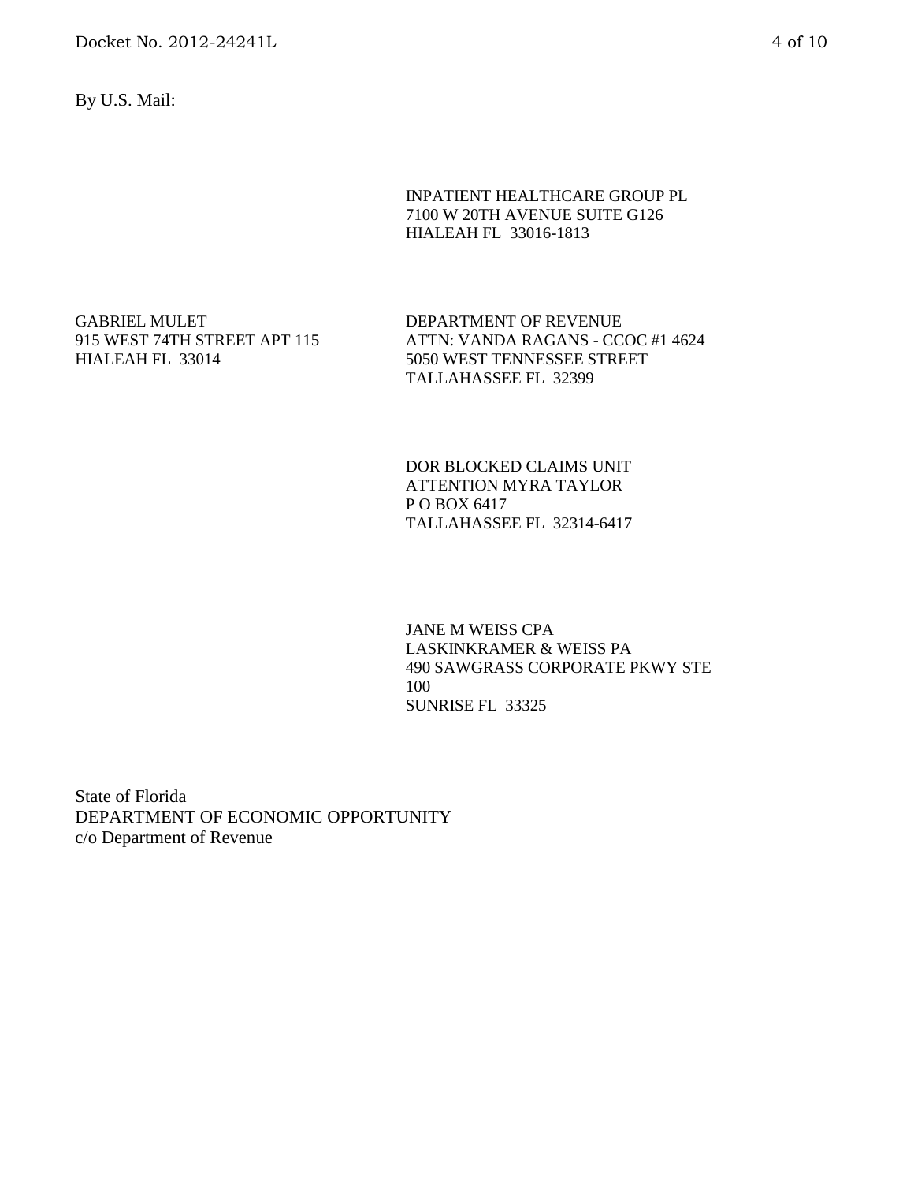By U.S. Mail:

INPATIENT HEALTHCARE GROUP PL
7100 W 20TH AVENUE SUITE G126
HIALEAH FL 33016-1813

GABRIEL MULET
915 WEST 74TH STREET APT 115
HIALEAH FL 33014

DEPARTMENT OF REVENUE
ATTN: VANDA RAGANS - CCOC #1 4624
5050 WEST TENNESSEE STREET
TALLAHASSEE FL 32399

DOR BLOCKED CLAIMS UNIT
ATTENTION MYRA TAYLOR
P O BOX 6417
TALLAHASSEE FL 32314-6417

JANE M WEISS CPA
LASKINKRAMER & WEISS PA
490 SAWGRASS CORPORATE PKWY STE
100
SUNRISE FL 33325

State of Florida
DEPARTMENT OF ECONOMIC OPPORTUNITY
c/o Department of Revenue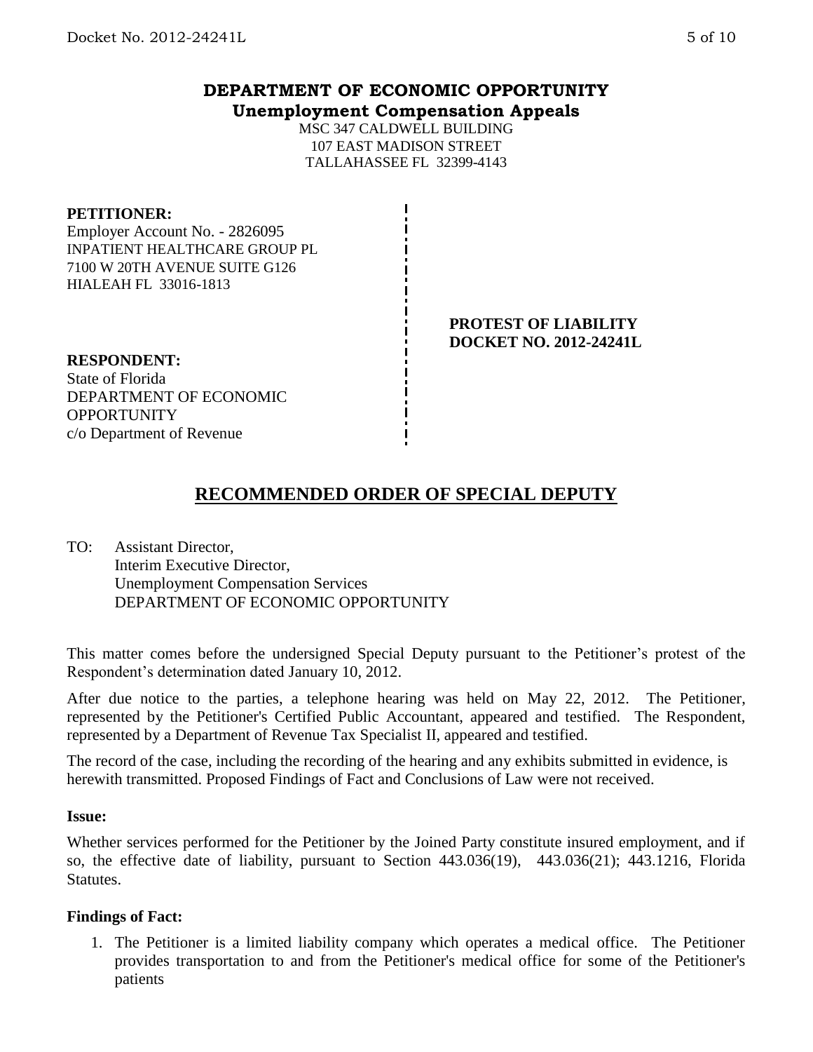**DEPARTMENT OF ECONOMIC OPPORTUNITY**
**Unemployment Compensation Appeals**

MSC 347 CALDWELL BUILDING
107 EAST MADISON STREET
TALLAHASSEE FL 32399-4143

**PETITIONER:**
Employer Account No. - 2826095
INPATIENT HEALTHCARE GROUP PL
7100 W 20TH AVENUE SUITE G126
HIALEAH FL 33016-1813

**PROTEST OF LIABILITY**
**DOCKET NO. 2012-24241L**

**RESPONDENT:**
State of Florida
DEPARTMENT OF ECONOMIC OPPORTUNITY
c/o Department of Revenue

## RECOMMENDED ORDER OF SPECIAL DEPUTY

TO: Assistant Director,
Interim Executive Director,
Unemployment Compensation Services
DEPARTMENT OF ECONOMIC OPPORTUNITY

This matter comes before the undersigned Special Deputy pursuant to the Petitioner's protest of the Respondent's determination dated January 10, 2012.

After due notice to the parties, a telephone hearing was held on May 22, 2012. The Petitioner, represented by the Petitioner's Certified Public Accountant, appeared and testified. The Respondent, represented by a Department of Revenue Tax Specialist II, appeared and testified.

The record of the case, including the recording of the hearing and any exhibits submitted in evidence, is herewith transmitted. Proposed Findings of Fact and Conclusions of Law were not received.

**Issue:**

Whether services performed for the Petitioner by the Joined Party constitute insured employment, and if so, the effective date of liability, pursuant to Section 443.036(19), 443.036(21); 443.1216, Florida Statutes.

**Findings of Fact:**

1. The Petitioner is a limited liability company which operates a medical office. The Petitioner provides transportation to and from the Petitioner's medical office for some of the Petitioner's patients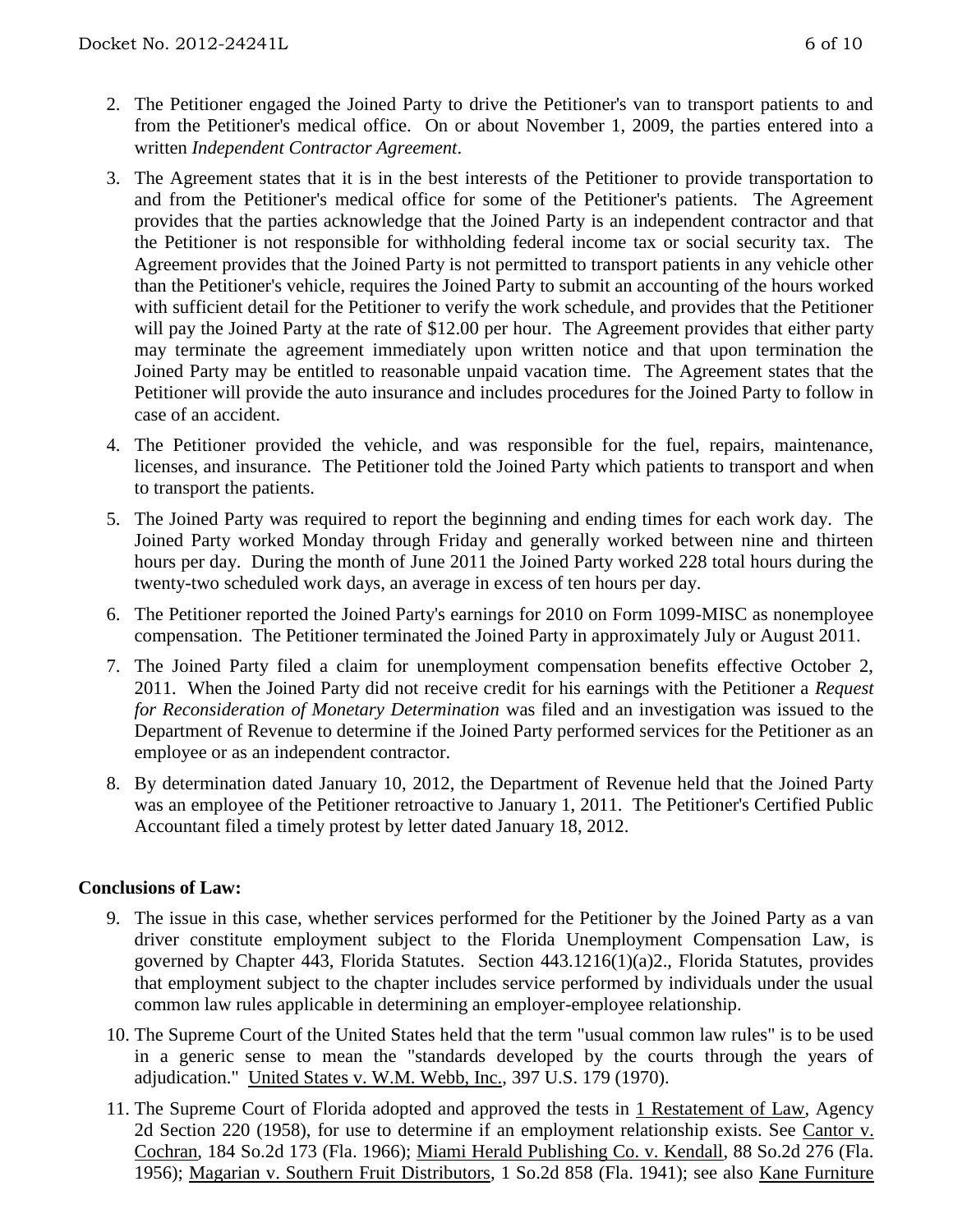2. The Petitioner engaged the Joined Party to drive the Petitioner's van to transport patients to and from the Petitioner's medical office. On or about November 1, 2009, the parties entered into a written *Independent Contractor Agreement*.

3. The Agreement states that it is in the best interests of the Petitioner to provide transportation to and from the Petitioner's medical office for some of the Petitioner's patients. The Agreement provides that the parties acknowledge that the Joined Party is an independent contractor and that the Petitioner is not responsible for withholding federal income tax or social security tax. The Agreement provides that the Joined Party is not permitted to transport patients in any vehicle other than the Petitioner's vehicle, requires the Joined Party to submit an accounting of the hours worked with sufficient detail for the Petitioner to verify the work schedule, and provides that the Petitioner will pay the Joined Party at the rate of $12.00 per hour. The Agreement provides that either party may terminate the agreement immediately upon written notice and that upon termination the Joined Party may be entitled to reasonable unpaid vacation time. The Agreement states that the Petitioner will provide the auto insurance and includes procedures for the Joined Party to follow in case of an accident.

4. The Petitioner provided the vehicle, and was responsible for the fuel, repairs, maintenance, licenses, and insurance. The Petitioner told the Joined Party which patients to transport and when to transport the patients.

5. The Joined Party was required to report the beginning and ending times for each work day. The Joined Party worked Monday through Friday and generally worked between nine and thirteen hours per day. During the month of June 2011 the Joined Party worked 228 total hours during the twenty-two scheduled work days, an average in excess of ten hours per day.

6. The Petitioner reported the Joined Party's earnings for 2010 on Form 1099-MISC as nonemployee compensation. The Petitioner terminated the Joined Party in approximately July or August 2011.

7. The Joined Party filed a claim for unemployment compensation benefits effective October 2, 2011. When the Joined Party did not receive credit for his earnings with the Petitioner a *Request for Reconsideration of Monetary Determination* was filed and an investigation was issued to the Department of Revenue to determine if the Joined Party performed services for the Petitioner as an employee or as an independent contractor.

8. By determination dated January 10, 2012, the Department of Revenue held that the Joined Party was an employee of the Petitioner retroactive to January 1, 2011. The Petitioner's Certified Public Accountant filed a timely protest by letter dated January 18, 2012.

**Conclusions of Law:**

9. The issue in this case, whether services performed for the Petitioner by the Joined Party as a van driver constitute employment subject to the Florida Unemployment Compensation Law, is governed by Chapter 443, Florida Statutes. Section 443.1216(1)(a)2., Florida Statutes, provides that employment subject to the chapter includes service performed by individuals under the usual common law rules applicable in determining an employer-employee relationship.

10. The Supreme Court of the United States held that the term "usual common law rules" is to be used in a generic sense to mean the "standards developed by the courts through the years of adjudication." United States v. W.M. Webb, Inc., 397 U.S. 179 (1970).

11. The Supreme Court of Florida adopted and approved the tests in 1 Restatement of Law, Agency 2d Section 220 (1958), for use to determine if an employment relationship exists. See Cantor v. Cochran, 184 So.2d 173 (Fla. 1966); Miami Herald Publishing Co. v. Kendall, 88 So.2d 276 (Fla. 1956); Magarian v. Southern Fruit Distributors, 1 So.2d 858 (Fla. 1941); see also Kane Furniture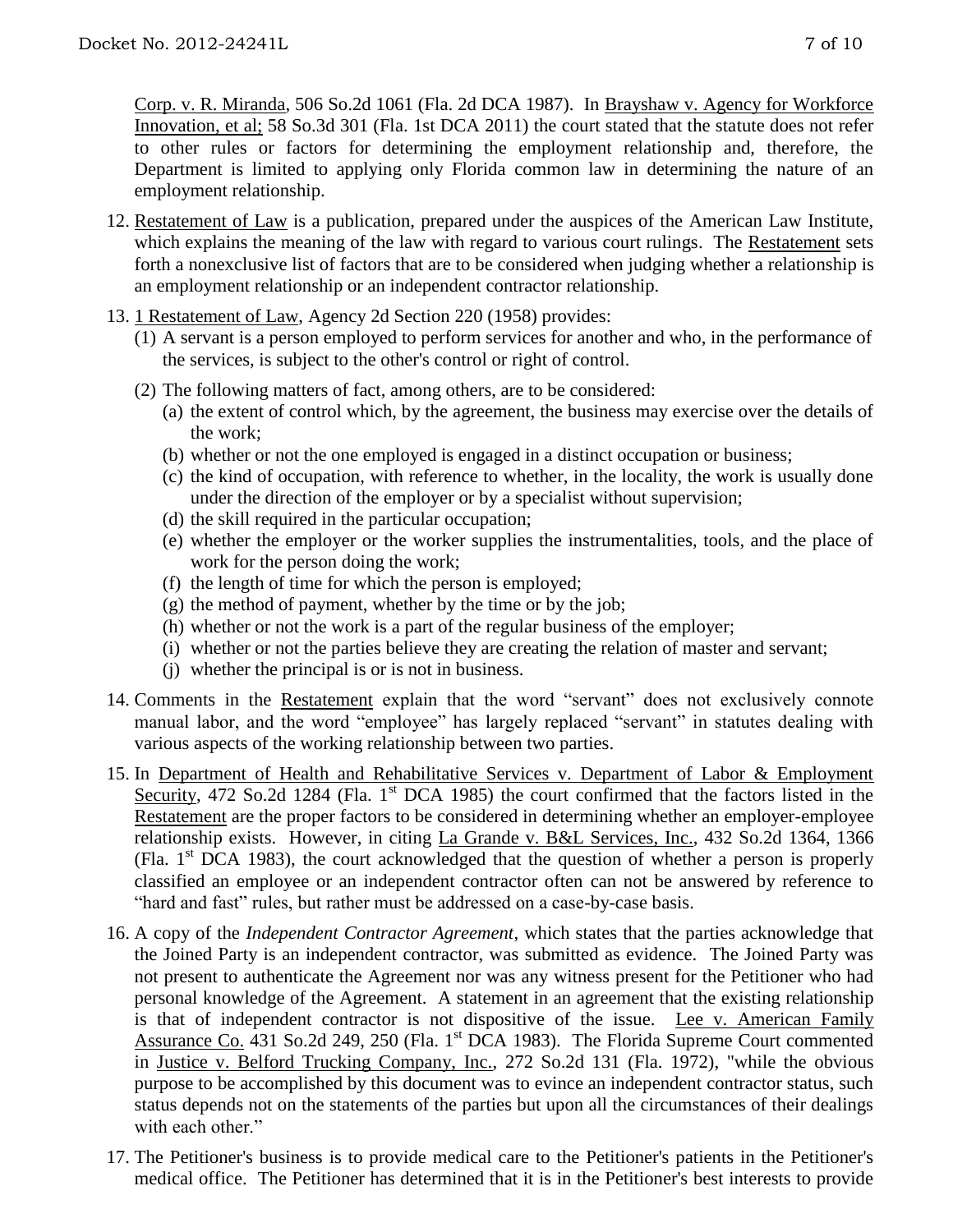Corp. v. R. Miranda, 506 So.2d 1061 (Fla. 2d DCA 1987). In Brayshaw v. Agency for Workforce Innovation, et al; 58 So.3d 301 (Fla. 1st DCA 2011) the court stated that the statute does not refer to other rules or factors for determining the employment relationship and, therefore, the Department is limited to applying only Florida common law in determining the nature of an employment relationship.

12. Restatement of Law is a publication, prepared under the auspices of the American Law Institute, which explains the meaning of the law with regard to various court rulings. The Restatement sets forth a nonexclusive list of factors that are to be considered when judging whether a relationship is an employment relationship or an independent contractor relationship.

13. 1 Restatement of Law, Agency 2d Section 220 (1958) provides:
    (1) A servant is a person employed to perform services for another and who, in the performance of the services, is subject to the other's control or right of control.
    (2) The following matters of fact, among others, are to be considered:
        (a) the extent of control which, by the agreement, the business may exercise over the details of the work;
        (b) whether or not the one employed is engaged in a distinct occupation or business;
        (c) the kind of occupation, with reference to whether, in the locality, the work is usually done under the direction of the employer or by a specialist without supervision;
        (d) the skill required in the particular occupation;
        (e) whether the employer or the worker supplies the instrumentalities, tools, and the place of work for the person doing the work;
        (f) the length of time for which the person is employed;
        (g) the method of payment, whether by the time or by the job;
        (h) whether or not the work is a part of the regular business of the employer;
        (i) whether or not the parties believe they are creating the relation of master and servant;
        (j) whether the principal is or is not in business.

14. Comments in the Restatement explain that the word "servant" does not exclusively connote manual labor, and the word "employee" has largely replaced "servant" in statutes dealing with various aspects of the working relationship between two parties.

15. In Department of Health and Rehabilitative Services v. Department of Labor & Employment Security, 472 So.2d 1284 (Fla. 1st DCA 1985) the court confirmed that the factors listed in the Restatement are the proper factors to be considered in determining whether an employer-employee relationship exists. However, in citing La Grande v. B&L Services, Inc., 432 So.2d 1364, 1366 (Fla. 1st DCA 1983), the court acknowledged that the question of whether a person is properly classified an employee or an independent contractor often can not be answered by reference to "hard and fast" rules, but rather must be addressed on a case-by-case basis.

16. A copy of the *Independent Contractor Agreement*, which states that the parties acknowledge that the Joined Party is an independent contractor, was submitted as evidence. The Joined Party was not present to authenticate the Agreement nor was any witness present for the Petitioner who had personal knowledge of the Agreement. A statement in an agreement that the existing relationship is that of independent contractor is not dispositive of the issue. Lee v. American Family Assurance Co. 431 So.2d 249, 250 (Fla. 1st DCA 1983). The Florida Supreme Court commented in Justice v. Belford Trucking Company, Inc., 272 So.2d 131 (Fla. 1972), "while the obvious purpose to be accomplished by this document was to evince an independent contractor status, such status depends not on the statements of the parties but upon all the circumstances of their dealings with each other."

17. The Petitioner's business is to provide medical care to the Petitioner's patients in the Petitioner's medical office. The Petitioner has determined that it is in the Petitioner's best interests to provide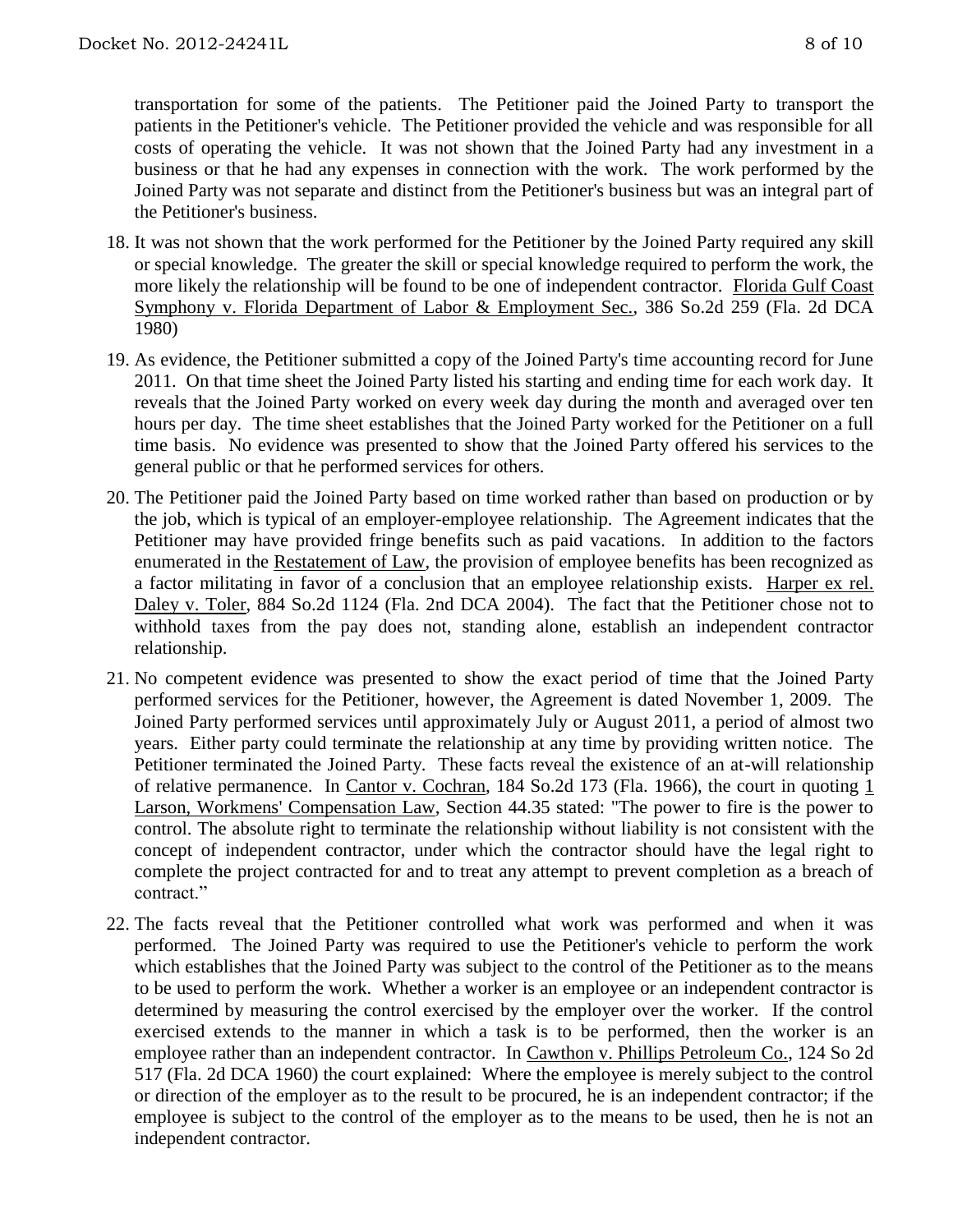transportation for some of the patients. The Petitioner paid the Joined Party to transport the patients in the Petitioner's vehicle. The Petitioner provided the vehicle and was responsible for all costs of operating the vehicle. It was not shown that the Joined Party had any investment in a business or that he had any expenses in connection with the work. The work performed by the Joined Party was not separate and distinct from the Petitioner's business but was an integral part of the Petitioner's business.

18. It was not shown that the work performed for the Petitioner by the Joined Party required any skill or special knowledge. The greater the skill or special knowledge required to perform the work, the more likely the relationship will be found to be one of independent contractor. Florida Gulf Coast Symphony v. Florida Department of Labor & Employment Sec., 386 So.2d 259 (Fla. 2d DCA 1980)

19. As evidence, the Petitioner submitted a copy of the Joined Party's time accounting record for June 2011. On that time sheet the Joined Party listed his starting and ending time for each work day. It reveals that the Joined Party worked on every week day during the month and averaged over ten hours per day. The time sheet establishes that the Joined Party worked for the Petitioner on a full time basis. No evidence was presented to show that the Joined Party offered his services to the general public or that he performed services for others.

20. The Petitioner paid the Joined Party based on time worked rather than based on production or by the job, which is typical of an employer-employee relationship. The Agreement indicates that the Petitioner may have provided fringe benefits such as paid vacations. In addition to the factors enumerated in the Restatement of Law, the provision of employee benefits has been recognized as a factor militating in favor of a conclusion that an employee relationship exists. Harper ex rel. Daley v. Toler, 884 So.2d 1124 (Fla. 2nd DCA 2004). The fact that the Petitioner chose not to withhold taxes from the pay does not, standing alone, establish an independent contractor relationship.

21. No competent evidence was presented to show the exact period of time that the Joined Party performed services for the Petitioner, however, the Agreement is dated November 1, 2009. The Joined Party performed services until approximately July or August 2011, a period of almost two years. Either party could terminate the relationship at any time by providing written notice. The Petitioner terminated the Joined Party. These facts reveal the existence of an at-will relationship of relative permanence. In Cantor v. Cochran, 184 So.2d 173 (Fla. 1966), the court in quoting 1 Larson, Workmens' Compensation Law, Section 44.35 stated: "The power to fire is the power to control. The absolute right to terminate the relationship without liability is not consistent with the concept of independent contractor, under which the contractor should have the legal right to complete the project contracted for and to treat any attempt to prevent completion as a breach of contract."

22. The facts reveal that the Petitioner controlled what work was performed and when it was performed. The Joined Party was required to use the Petitioner's vehicle to perform the work which establishes that the Joined Party was subject to the control of the Petitioner as to the means to be used to perform the work. Whether a worker is an employee or an independent contractor is determined by measuring the control exercised by the employer over the worker. If the control exercised extends to the manner in which a task is to be performed, then the worker is an employee rather than an independent contractor. In Cawthon v. Phillips Petroleum Co., 124 So 2d 517 (Fla. 2d DCA 1960) the court explained: Where the employee is merely subject to the control or direction of the employer as to the result to be procured, he is an independent contractor; if the employee is subject to the control of the employer as to the means to be used, then he is not an independent contractor.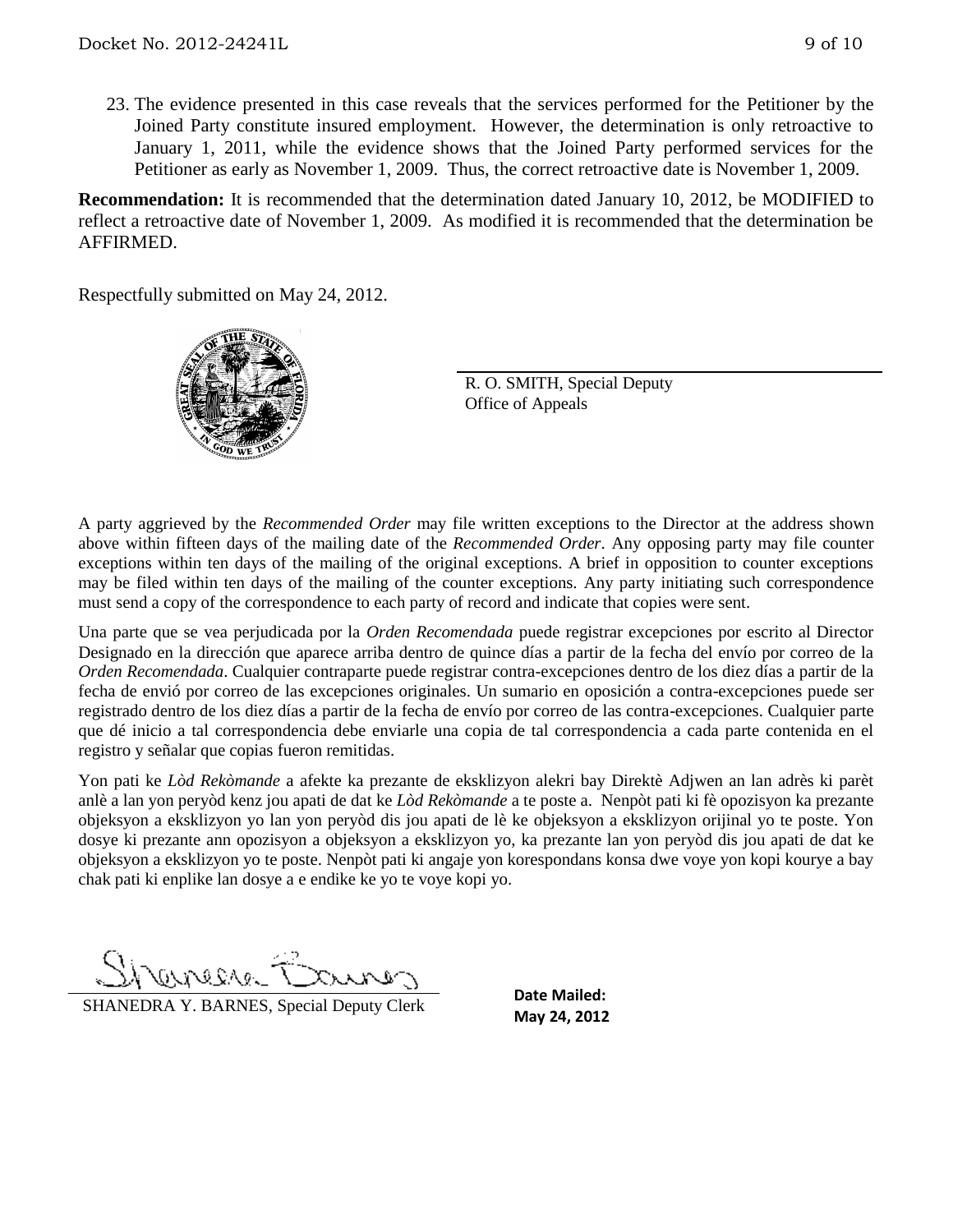23. The evidence presented in this case reveals that the services performed for the Petitioner by the Joined Party constitute insured employment. However, the determination is only retroactive to January 1, 2011, while the evidence shows that the Joined Party performed services for the Petitioner as early as November 1, 2009. Thus, the correct retroactive date is November 1, 2009.

**Recommendation:** It is recommended that the determination dated January 10, 2012, be MODIFIED to reflect a retroactive date of November 1, 2009. As modified it is recommended that the determination be AFFIRMED.

Respectfully submitted on May 24, 2012.

R. O. SMITH, Special Deputy
Office of Appeals

A party aggrieved by the *Recommended Order* may file written exceptions to the Director at the address shown above within fifteen days of the mailing date of the *Recommended Order*. Any opposing party may file counter exceptions within ten days of the mailing of the original exceptions. A brief in opposition to counter exceptions may be filed within ten days of the mailing of the counter exceptions. Any party initiating such correspondence must send a copy of the correspondence to each party of record and indicate that copies were sent.

Una parte que se vea perjudicada por la *Orden Recomendada* puede registrar excepciones por escrito al Director Designado en la dirección que aparece arriba dentro de quince días a partir de la fecha del envío por correo de la *Orden Recomendada*. Cualquier contraparte puede registrar contra-excepciones dentro de los diez días a partir de la fecha de envió por correo de las excepciones originales. Un sumario en oposición a contra-excepciones puede ser registrado dentro de los diez días a partir de la fecha de envío por correo de las contra-excepciones. Cualquier parte que dé inicio a tal correspondencia debe enviarle una copia de tal correspondencia a cada parte contenida en el registro y señalar que copias fueron remitidas.

Yon pati ke *Lòd Rekòmande* a afekte ka prezante de eksklizyon alekri bay Direktè Adjwen an lan adrès ki parèt anlè a lan yon peryòd kenz jou apati de dat ke *Lòd Rekòmande* a te poste a. Nenpòt pati ki fè opozisyon ka prezante objeksyon a eksklizyon yo lan yon peryòd dis jou apati de lè ke objeksyon a eksklizyon orijinal yo te poste. Yon dosye ki prezante ann opozisyon a objeksyon a eksklizyon yo, ka prezante lan yon peryòd dis jou apati de dat ke objeksyon a eksklizyon yo te poste. Nenpòt pati ki angaje yon korespondans konsa dwe voye yon kopi kourye a bay chak pati ki enplike lan dosye a e endike ke yo te voye kopi yo.

SHANEDRA Y. BARNES, Special Deputy Clerk

**Date Mailed:**
**May 24, 2012**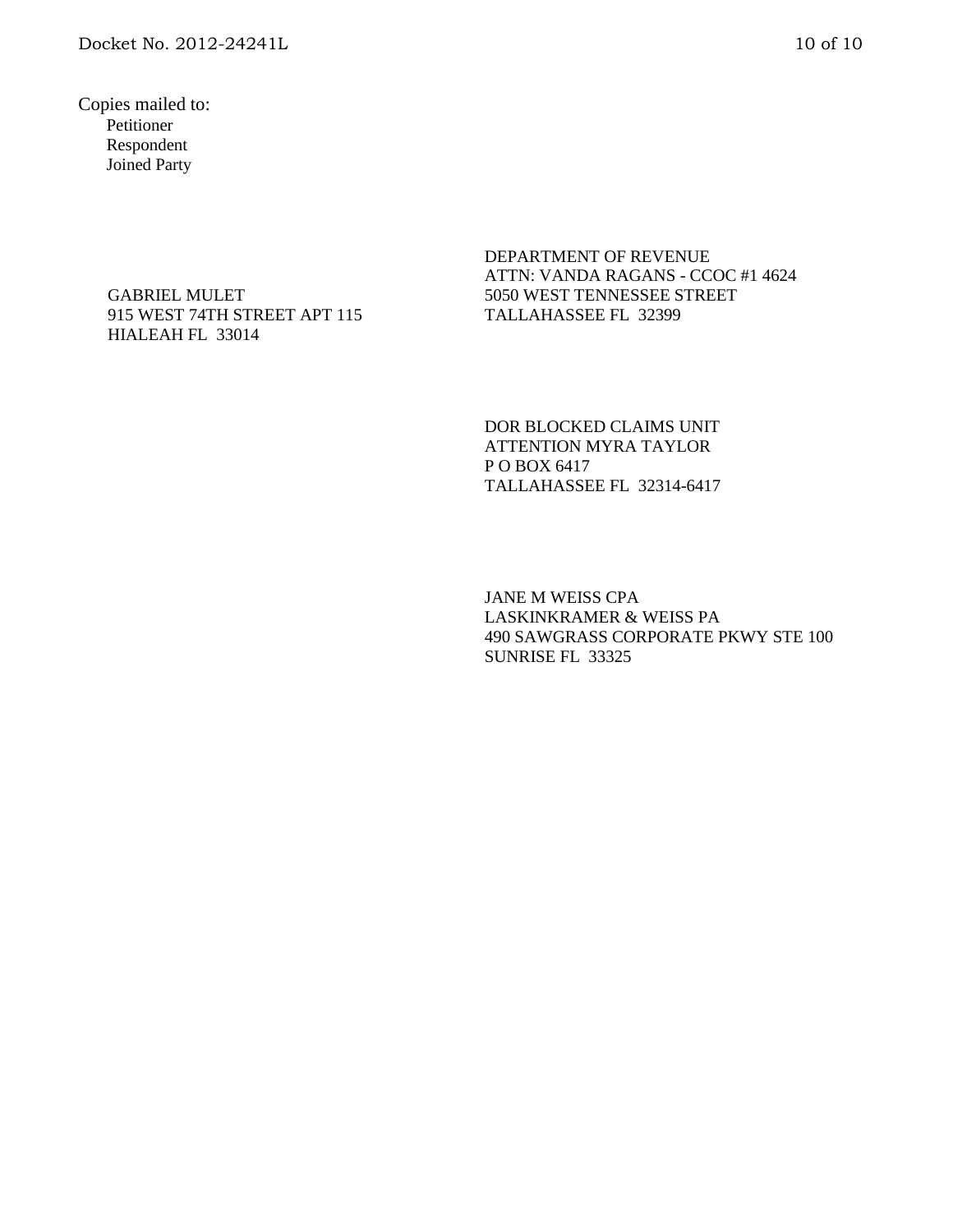Copies mailed to:
Petitioner
Respondent
Joined Party

GABRIEL MULET
915 WEST 74TH STREET APT 115
HIALEAH FL 33014

DEPARTMENT OF REVENUE
ATTN: VANDA RAGANS - CCOC #1 4624
5050 WEST TENNESSEE STREET
TALLAHASSEE FL 32399

DOR BLOCKED CLAIMS UNIT
ATTENTION MYRA TAYLOR
P O BOX 6417
TALLAHASSEE FL 32314-6417

JANE M WEISS CPA
LASKINKRAMER & WEISS PA
490 SAWGRASS CORPORATE PKWY STE 100
SUNRISE FL 33325